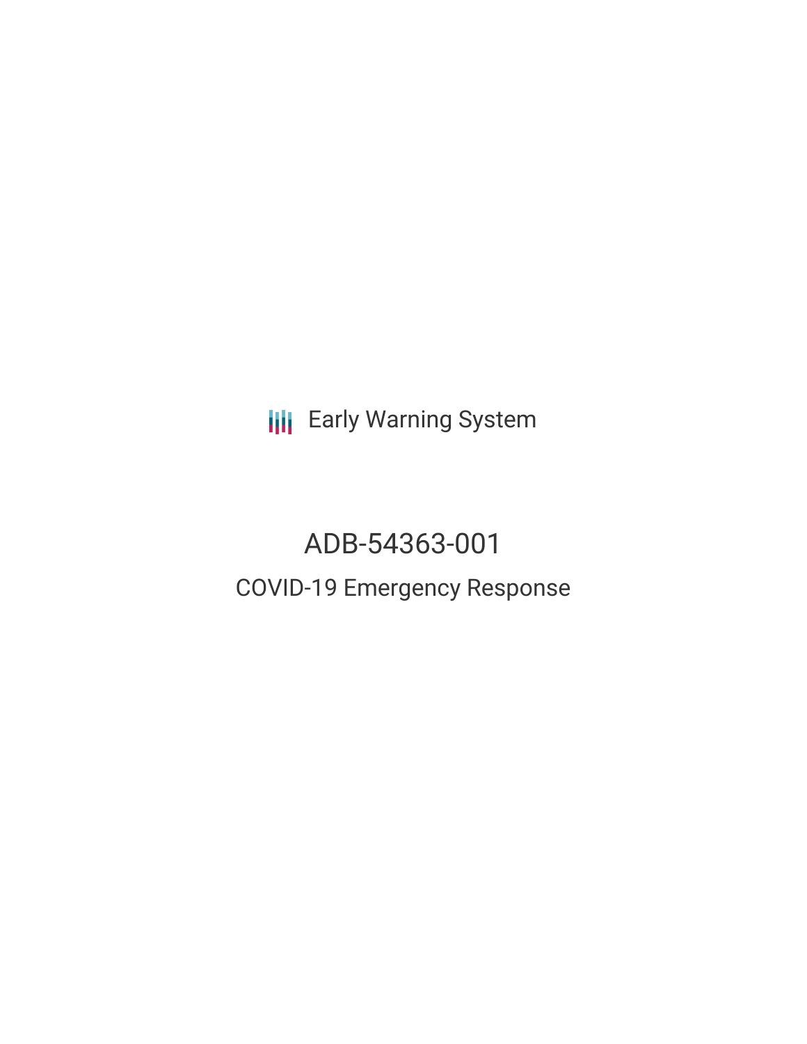Early Warning System

# ADB-54363-001

## COVID-19 Emergency Response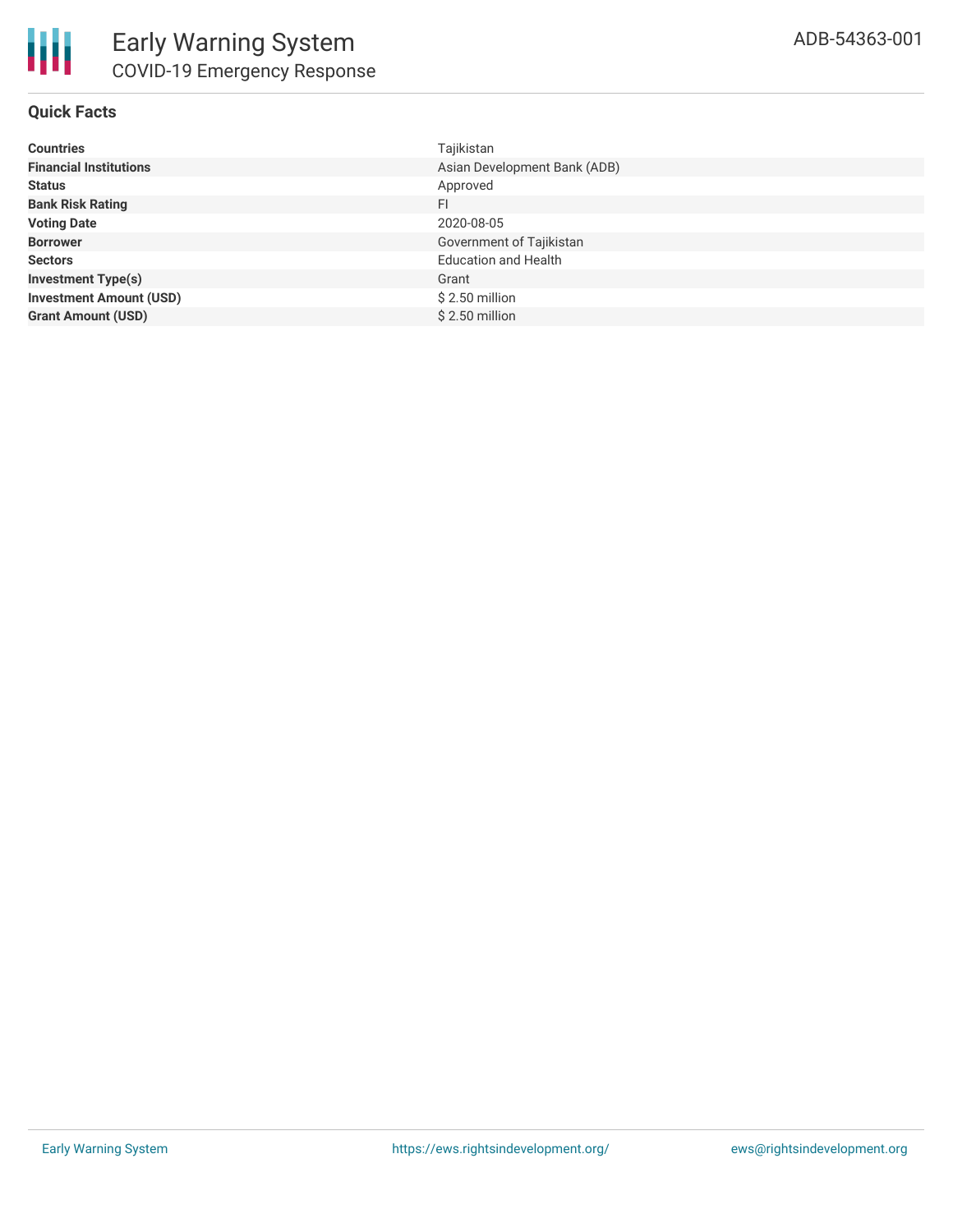# Early Warning System

## COVID-19 Emergency Response

ADB-54363-001

### Quick Facts

| | |
|---|---|
| **Countries** | Tajikistan |
| **Financial Institutions** | Asian Development Bank (ADB) |
| **Status** | Approved |
| **Bank Risk Rating** | FI |
| **Voting Date** | 2020-08-05 |
| **Borrower** | Government of Tajikistan |
| **Sectors** | Education and Health |
| **Investment Type(s)** | Grant |
| **Investment Amount (USD)** | $ 2.50 million |
| **Grant Amount (USD)** | $ 2.50 million |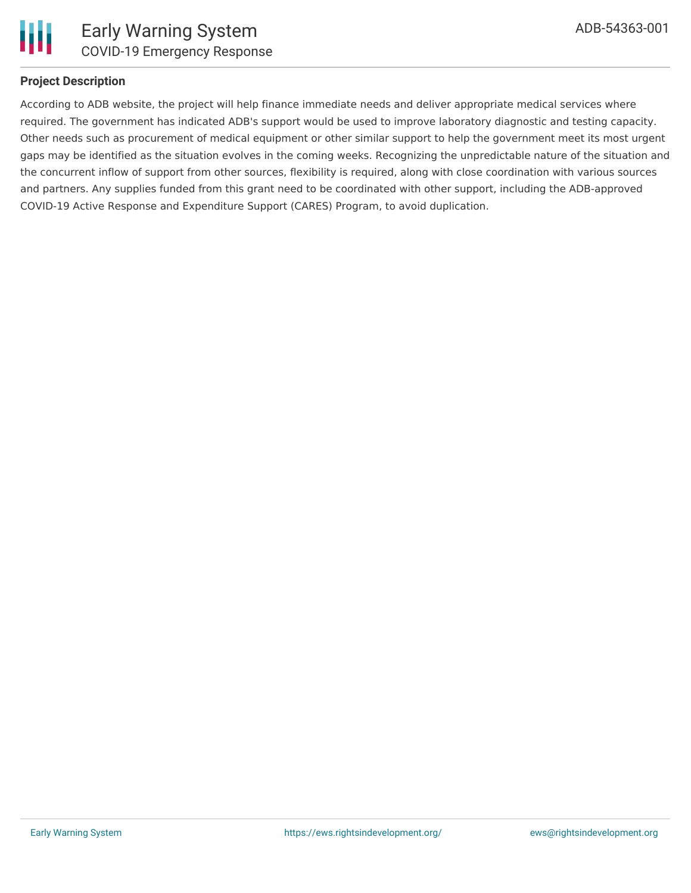## Project Description

According to ADB website, the project will help finance immediate needs and deliver appropriate medical services where required. The government has indicated ADB's support would be used to improve laboratory diagnostic and testing capacity. Other needs such as procurement of medical equipment or other similar support to help the government meet its most urgent gaps may be identified as the situation evolves in the coming weeks. Recognizing the unpredictable nature of the situation and the concurrent inflow of support from other sources, flexibility is required, along with close coordination with various sources and partners. Any supplies funded from this grant need to be coordinated with other support, including the ADB-approved COVID-19 Active Response and Expenditure Support (CARES) Program, to avoid duplication.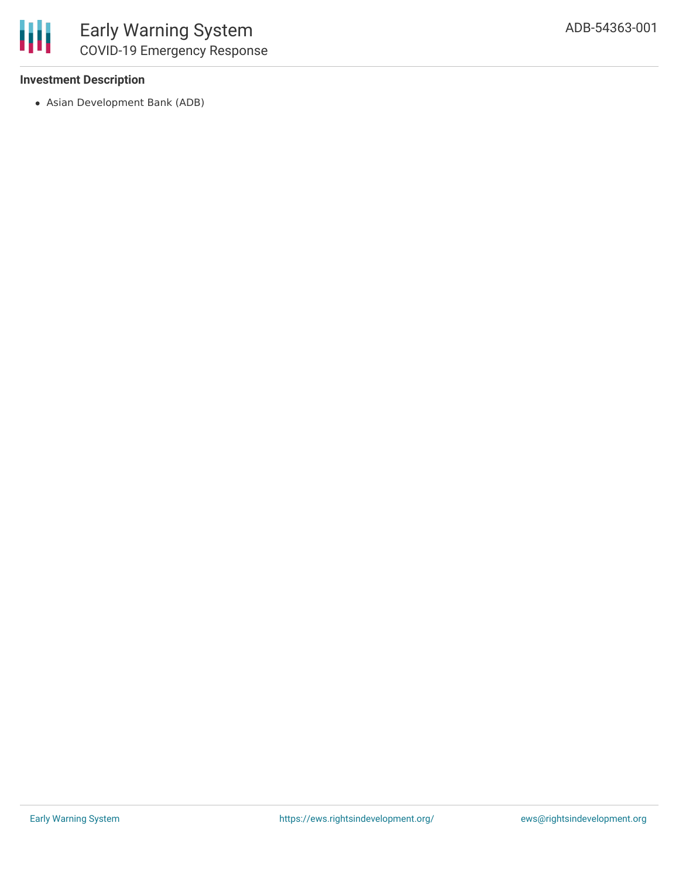**Investment Description**

- Asian Development Bank (ADB)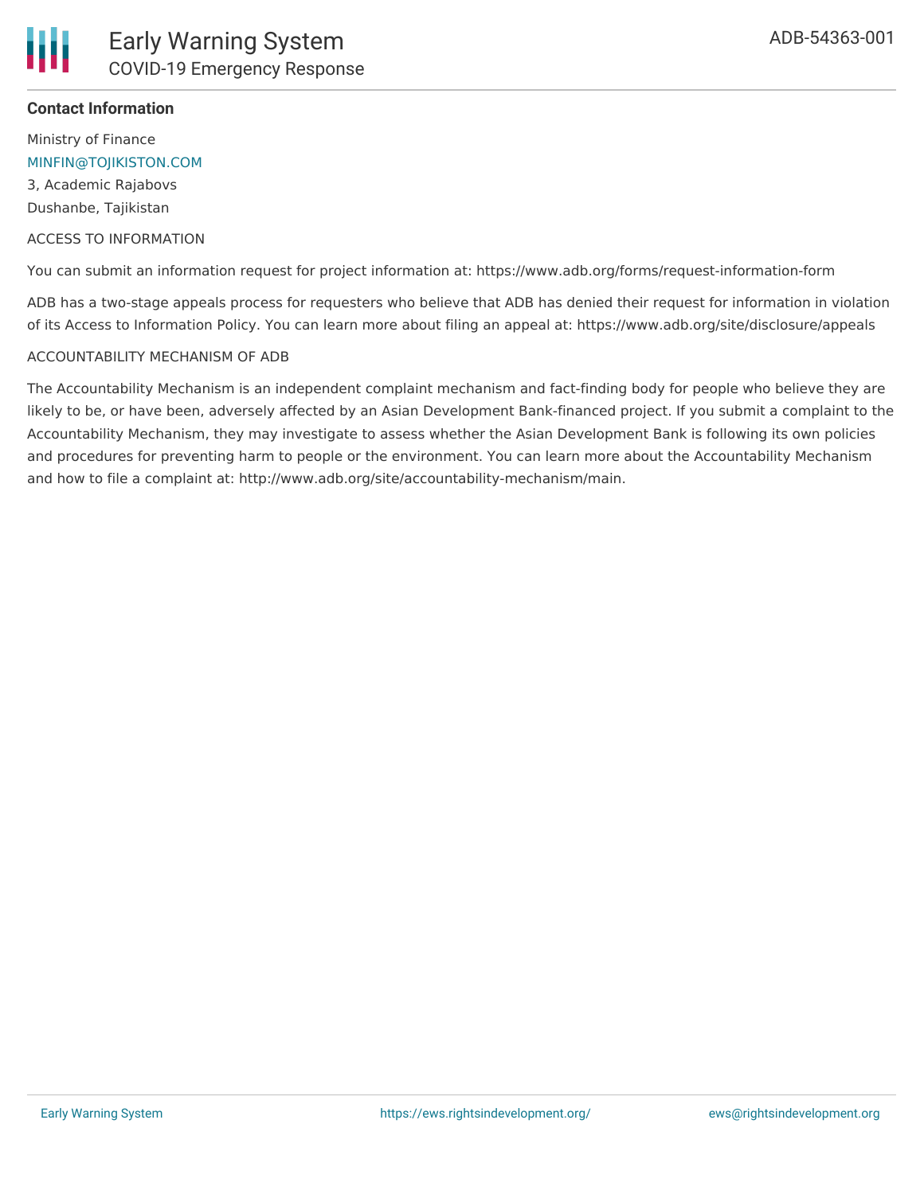**Contact Information**

Ministry of Finance
MINFIN@TOJIKISTON.COM
3, Academic Rajabovs
Dushanbe, Tajikistan

ACCESS TO INFORMATION

You can submit an information request for project information at: https://www.adb.org/forms/request-information-form

ADB has a two-stage appeals process for requesters who believe that ADB has denied their request for information in violation of its Access to Information Policy. You can learn more about filing an appeal at: https://www.adb.org/site/disclosure/appeals

ACCOUNTABILITY MECHANISM OF ADB

The Accountability Mechanism is an independent complaint mechanism and fact-finding body for people who believe they are likely to be, or have been, adversely affected by an Asian Development Bank-financed project. If you submit a complaint to the Accountability Mechanism, they may investigate to assess whether the Asian Development Bank is following its own policies and procedures for preventing harm to people or the environment. You can learn more about the Accountability Mechanism and how to file a complaint at: http://www.adb.org/site/accountability-mechanism/main.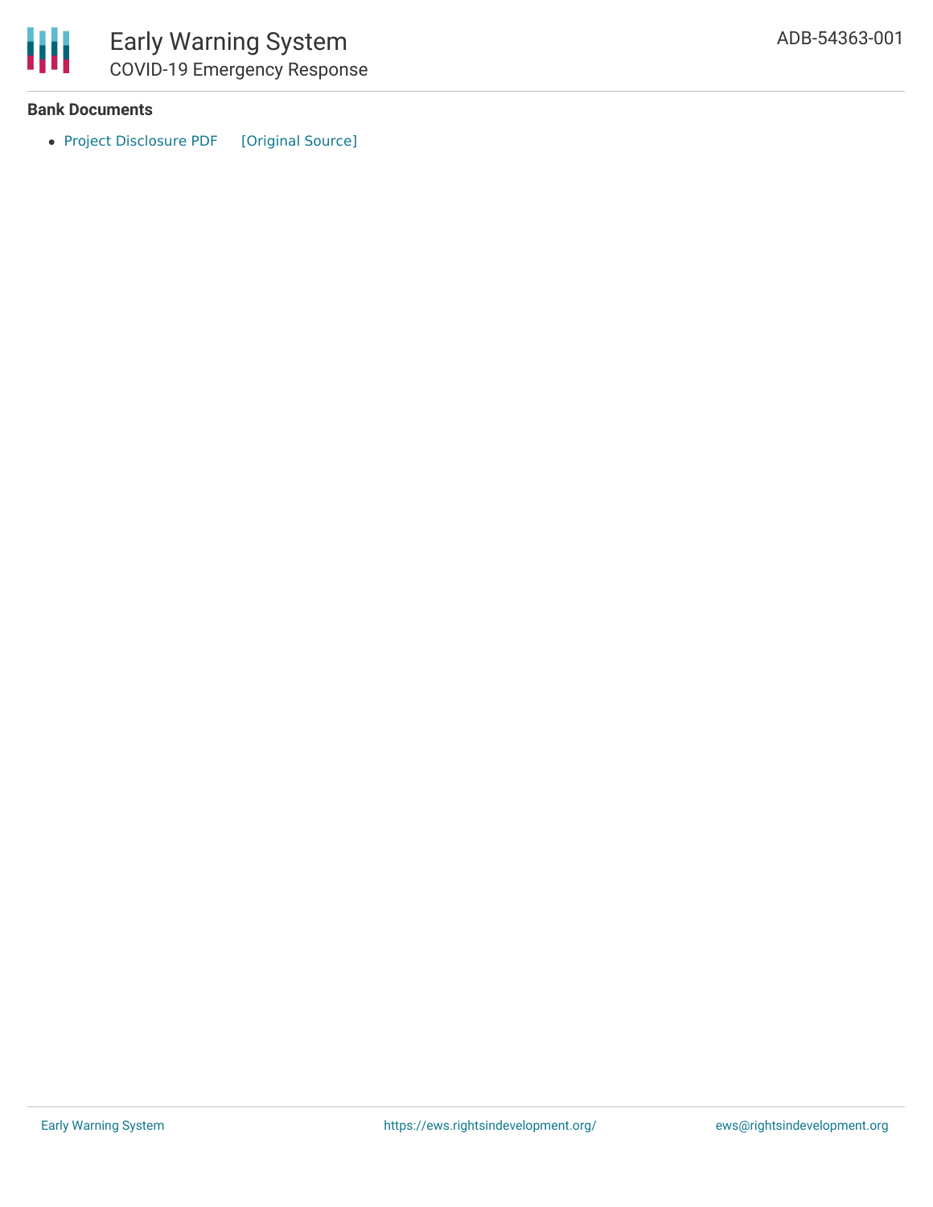**Bank Documents**

- Project Disclosure PDF [Original Source]